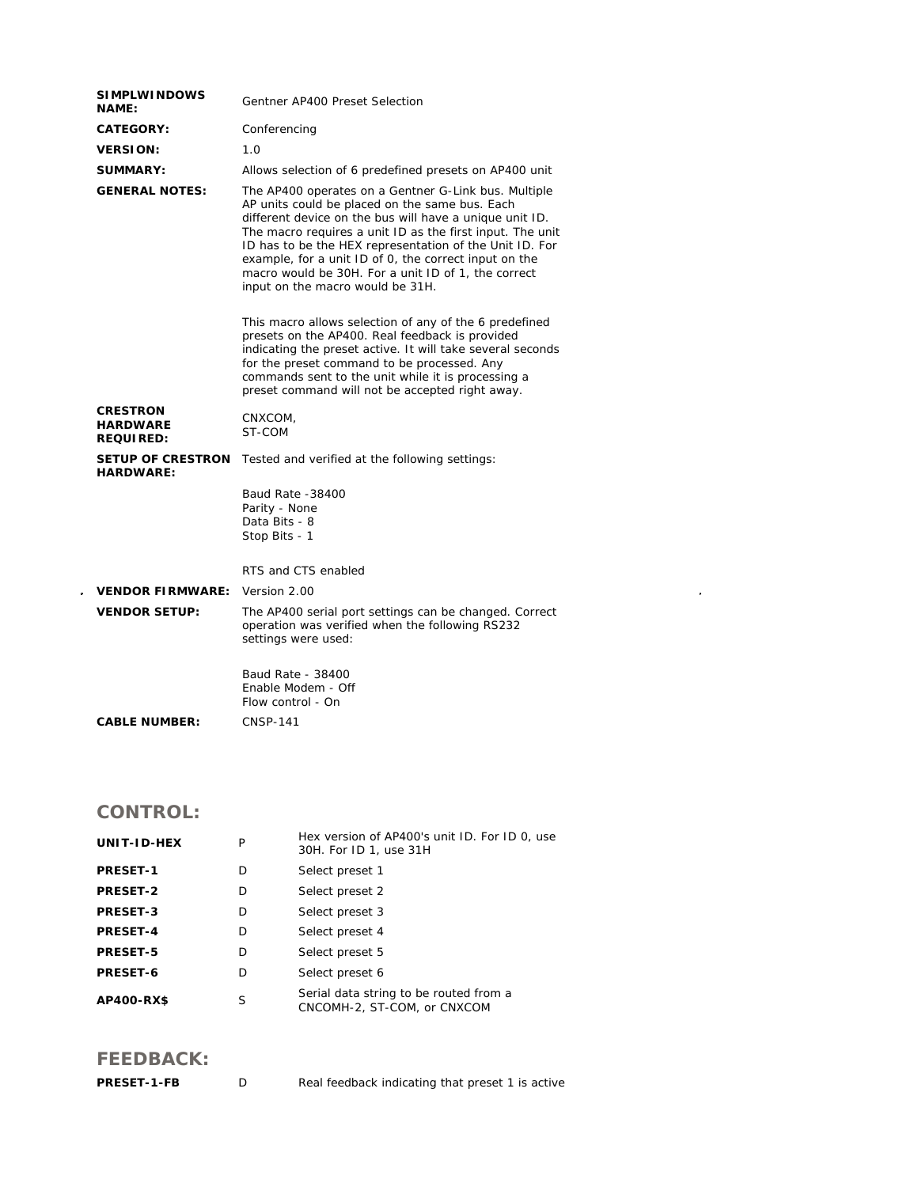| | |
|---|---|
| **SIMPLWINDOWS NAME:** | Gentner AP400 Preset Selection |
| **CATEGORY:** | Conferencing |
| **VERSION:** | 1.0 |
| **SUMMARY:** | Allows selection of 6 predefined presets on AP400 unit |
| **GENERAL NOTES:** | The AP400 operates on a Gentner G-Link bus. Multiple AP units could be placed on the same bus. Each different device on the bus will have a unique unit ID. The macro requires a unit ID as the first input. The unit ID has to be the HEX representation of the Unit ID. For example, for a unit ID of 0, the correct input on the macro would be 30H. For a unit ID of 1, the correct input on the macro would be 31H.<br><br>This macro allows selection of any of the 6 predefined presets on the AP400. Real feedback is provided indicating the preset active. It will take several seconds for the preset command to be processed. Any commands sent to the unit while it is processing a preset command will not be accepted right away. |
| **CRESTRON HARDWARE REQUIRED:** | CNXCOM,<br>ST-COM |
| **SETUP OF CRESTRON HARDWARE:** | Tested and verified at the following settings:<br><br>Baud Rate -38400<br>Parity - None<br>Data Bits - 8<br>Stop Bits - 1<br><br>RTS and CTS enabled |
| **VENDOR FIRMWARE:** | Version 2.00 |
| **VENDOR SETUP:** | The AP400 serial port settings can be changed. Correct operation was verified when the following RS232 settings were used:<br><br>Baud Rate - 38400<br>Enable Modem - Off<br>Flow control - On |
| **CABLE NUMBER:** | CNSP-141 |

## CONTROL:

| | | |
|---|---|---|
| **UNIT-ID-HEX** | P | Hex version of AP400's unit ID. For ID 0, use 30H. For ID 1, use 31H |
| **PRESET-1** | D | Select preset 1 |
| **PRESET-2** | D | Select preset 2 |
| **PRESET-3** | D | Select preset 3 |
| **PRESET-4** | D | Select preset 4 |
| **PRESET-5** | D | Select preset 5 |
| **PRESET-6** | D | Select preset 6 |
| **AP400-RX$** | S | Serial data string to be routed from a CNCOMH-2, ST-COM, or CNXCOM |

## FEEDBACK:

| | | |
|---|---|---|
| **PRESET-1-FB** | D | Real feedback indicating that preset 1 is active |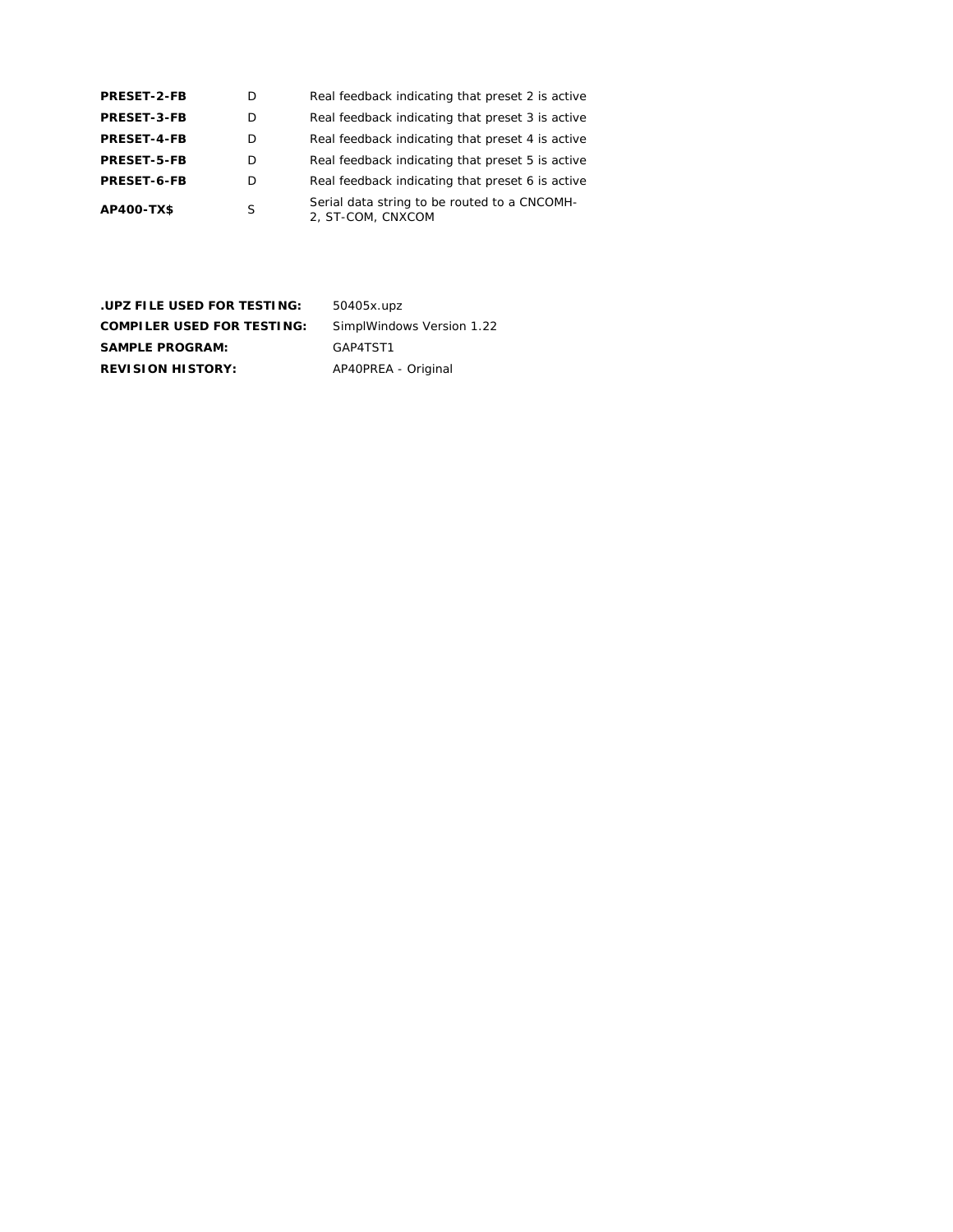| | | |
|---|---|---|
| **PRESET-2-FB** | D | Real feedback indicating that preset 2 is active |
| **PRESET-3-FB** | D | Real feedback indicating that preset 3 is active |
| **PRESET-4-FB** | D | Real feedback indicating that preset 4 is active |
| **PRESET-5-FB** | D | Real feedback indicating that preset 5 is active |
| **PRESET-6-FB** | D | Real feedback indicating that preset 6 is active |
| **AP400-TX$** | S | Serial data string to be routed to a CNCOMH-2, ST-COM, CNXCOM |

| | |
|---|---|
| **.UPZ FILE USED FOR TESTING:** | 50405x.upz |
| **COMPILER USED FOR TESTING:** | SimplWindows Version 1.22 |
| **SAMPLE PROGRAM:** | GAP4TST1 |
| **REVISION HISTORY:** | AP40PREA - Original |